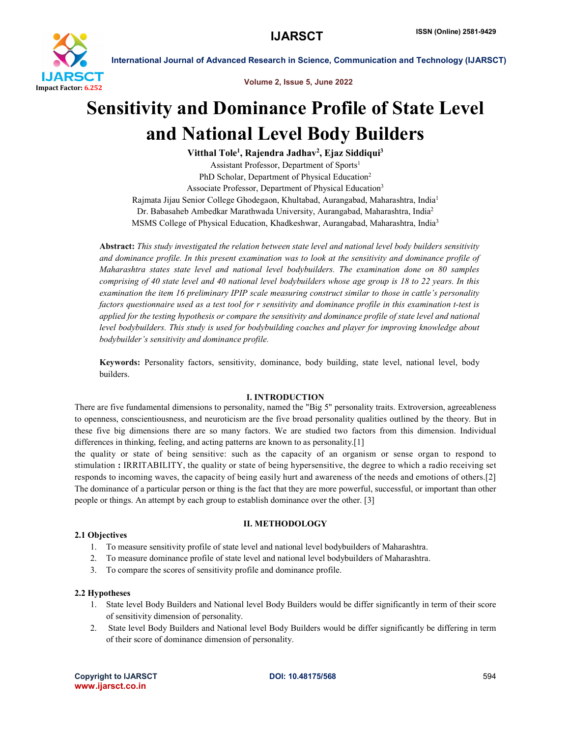# Sensitivity and Dominance Profile of State Level and National Level Body Builders

**Vitthal Tole[1], Rajendra Jadhav[2], Ejaz Siddiqui[3]**

Assistant Professor, Department of Sports[1]
PhD Scholar, Department of Physical Education[2]
Associate Professor, Department of Physical Education[3]
Rajmata Jijau Senior College Ghodegaon, Khultabad, Aurangabad, Maharashtra, India[1]
Dr. Babasaheb Ambedkar Marathwada University, Aurangabad, Maharashtra, India[2]
MSMS College of Physical Education, Khadkeshwar, Aurangabad, Maharashtra, India[3]

**Abstract:** *This study investigated the relation between state level and national level body builders sensitivity and dominance profile. In this present examination was to look at the sensitivity and dominance profile of Maharashtra states state level and national level bodybuilders. The examination done on 80 samples comprising of 40 state level and 40 national level bodybuilders whose age group is 18 to 22 years. In this examination the item 16 preliminary IPIP scale measuring construct similar to those in cattle's personality factors questionnaire used as a test tool for r sensitivity and dominance profile in this examination t-test is applied for the testing hypothesis or compare the sensitivity and dominance profile of state level and national level bodybuilders. This study is used for bodybuilding coaches and player for improving knowledge about bodybuilder's sensitivity and dominance profile.*

**Keywords:** Personality factors, sensitivity, dominance, body building, state level, national level, body builders.

## I. INTRODUCTION

There are five fundamental dimensions to personality, named the "Big 5" personality traits. Extroversion, agreeableness to openness, conscientiousness, and neuroticism are the five broad personality qualities outlined by the theory. But in these five big dimensions there are so many factors. We are studied two factors from this dimension. Individual differences in thinking, feeling, and acting patterns are known to as personality.[1]

the quality or state of being sensitive: such as the capacity of an organism or sense organ to respond to stimulation **:** IRRITABILITY, the quality or state of being hypersensitive, the degree to which a radio receiving set responds to incoming waves, the capacity of being easily hurt and awareness of the needs and emotions of others.[2]

The dominance of a particular person or thing is the fact that they are more powerful, successful, or important than other people or things. An attempt by each group to establish dominance over the other. [3]

## II. METHODOLOGY

### 2.1 Objectives

1. To measure sensitivity profile of state level and national level bodybuilders of Maharashtra.
2. To measure dominance profile of state level and national level bodybuilders of Maharashtra.
3. To compare the scores of sensitivity profile and dominance profile.

### 2.2 Hypotheses

1. State level Body Builders and National level Body Builders would be differ significantly in term of their score of sensitivity dimension of personality.
2. State level Body Builders and National level Body Builders would be differ significantly be differing in term of their score of dominance dimension of personality.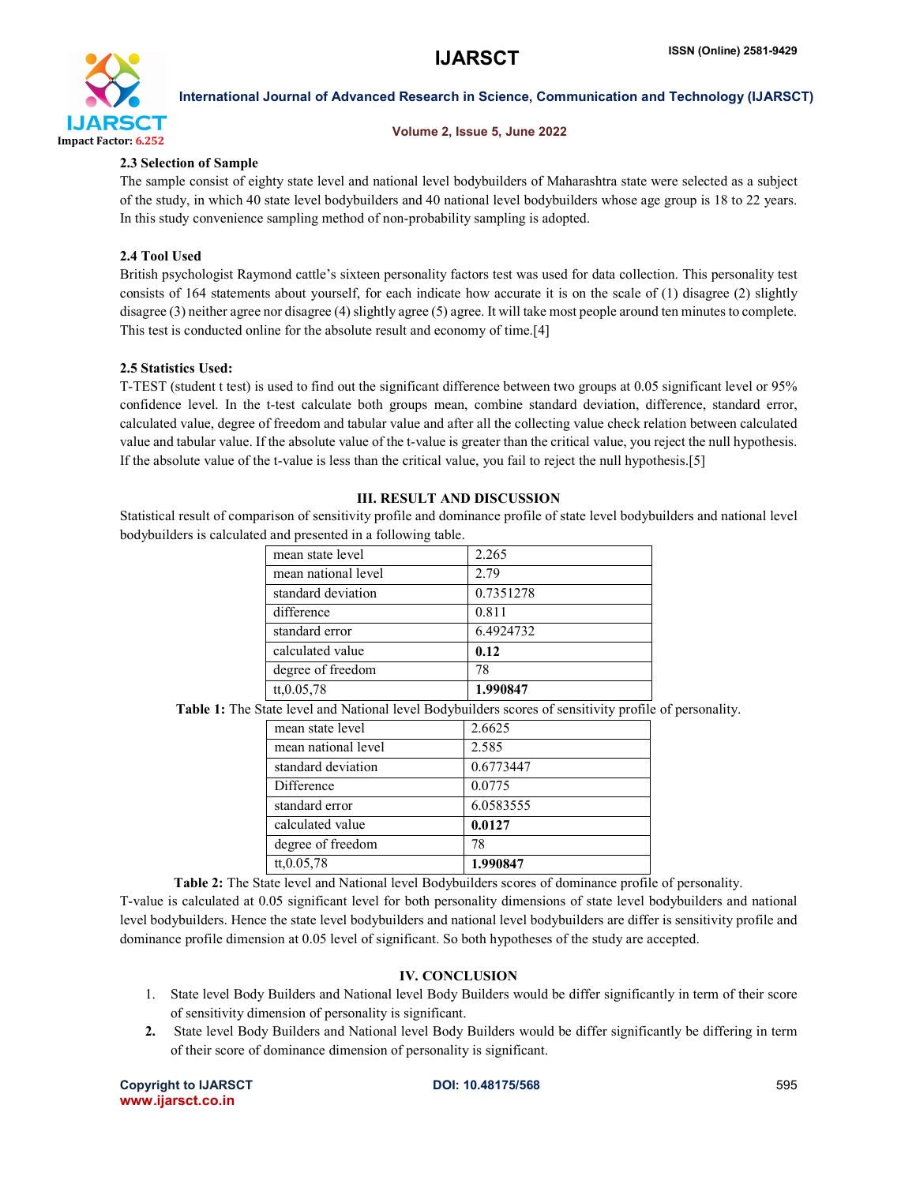### 2.3 Selection of Sample

The sample consist of eighty state level and national level bodybuilders of Maharashtra state were selected as a subject of the study, in which 40 state level bodybuilders and 40 national level bodybuilders whose age group is 18 to 22 years. In this study convenience sampling method of non-probability sampling is adopted.

### 2.4 Tool Used

British psychologist Raymond cattle's sixteen personality factors test was used for data collection. This personality test consists of 164 statements about yourself, for each indicate how accurate it is on the scale of (1) disagree (2) slightly disagree (3) neither agree nor disagree (4) slightly agree (5) agree. It will take most people around ten minutes to complete. This test is conducted online for the absolute result and economy of time.[4]

### 2.5 Statistics Used:

T-TEST (student t test) is used to find out the significant difference between two groups at 0.05 significant level or 95% confidence level. In the t-test calculate both groups mean, combine standard deviation, difference, standard error, calculated value, degree of freedom and tabular value and after all the collecting value check relation between calculated value and tabular value. If the absolute value of the t-value is greater than the critical value, you reject the null hypothesis. If the absolute value of the t-value is less than the critical value, you fail to reject the null hypothesis.[5]

## III. RESULT AND DISCUSSION

Statistical result of comparison of sensitivity profile and dominance profile of state level bodybuilders and national level bodybuilders is calculated and presented in a following table.

| | |
|---|---|
| mean state level | 2.265 |
| mean national level | 2.79 |
| standard deviation | 0.7351278 |
| difference | 0.811 |
| standard error | 6.4924732 |
| calculated value | **0.12** |
| degree of freedom | 78 |
| tt,0.05,78 | **1.990847** |

**Table 1:** The State level and National level Bodybuilders scores of sensitivity profile of personality.

| | |
|---|---|
| mean state level | 2.6625 |
| mean national level | 2.585 |
| standard deviation | 0.6773447 |
| Difference | 0.0775 |
| standard error | 6.0583555 |
| calculated value | **0.0127** |
| degree of freedom | 78 |
| tt,0.05,78 | **1.990847** |

**Table 2:** The State level and National level Bodybuilders scores of dominance profile of personality.

T-value is calculated at 0.05 significant level for both personality dimensions of state level bodybuilders and national level bodybuilders. Hence the state level bodybuilders and national level bodybuilders are differ is sensitivity profile and dominance profile dimension at 0.05 level of significant. So both hypotheses of the study are accepted.

## IV. CONCLUSION

1. State level Body Builders and National level Body Builders would be differ significantly in term of their score of sensitivity dimension of personality is significant.
2. State level Body Builders and National level Body Builders would be differ significantly be differing in term of their score of dominance dimension of personality is significant.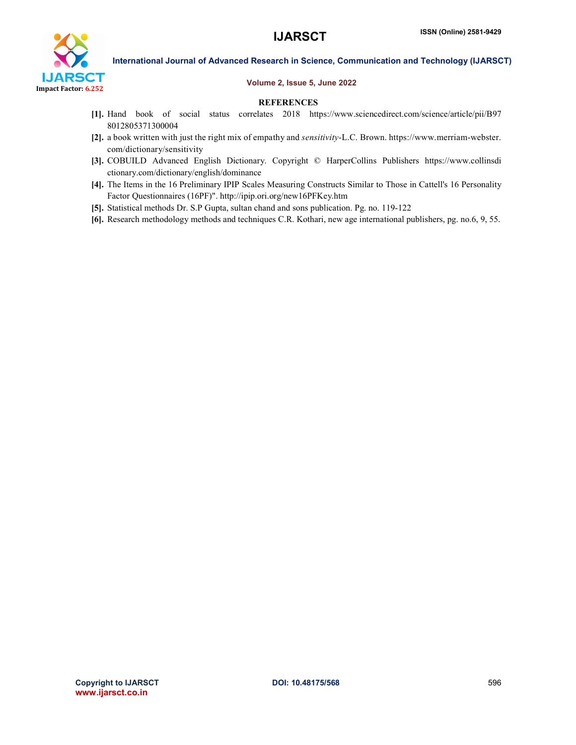## REFERENCES

[1]. Hand book of social status correlates 2018 https://www.sciencedirect.com/science/article/pii/B978012805371300004

[2]. a book written with just the right mix of empathy and *sensitivity*-L.C. Brown. https://www.merriam-webster.com/dictionary/sensitivity

[3]. COBUILD Advanced English Dictionary. Copyright © HarperCollins Publishers https://www.collinsdictionary.com/dictionary/english/dominance

[4]. The Items in the 16 Preliminary IPIP Scales Measuring Constructs Similar to Those in Cattell's 16 Personality Factor Questionnaires (16PF)". http://ipip.ori.org/new16PFKey.htm

[5]. Statistical methods Dr. S.P Gupta, sultan chand and sons publication. Pg. no. 119-122

[6]. Research methodology methods and techniques C.R. Kothari, new age international publishers, pg. no.6, 9, 55.